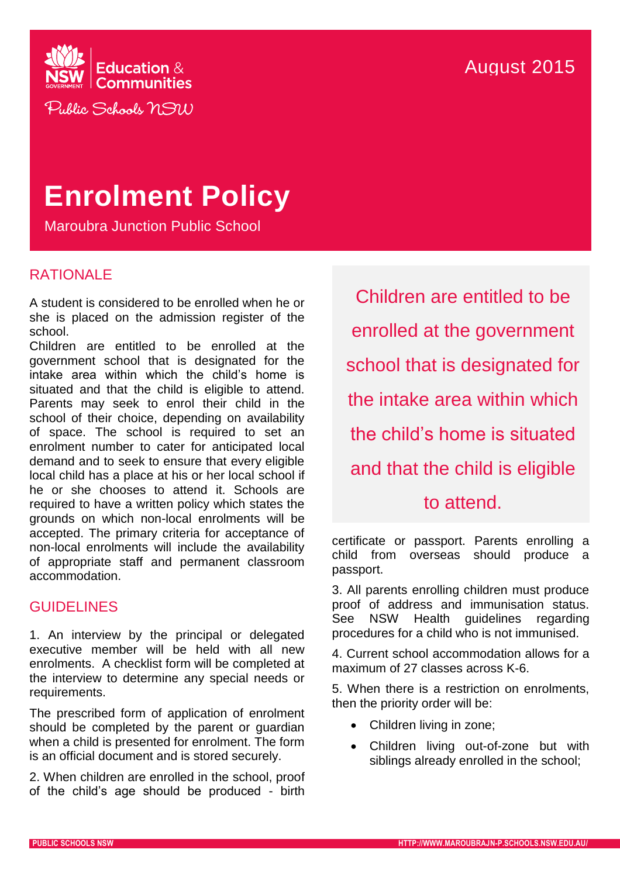Education & Communities

Public Schools NSW

August 2015

# Enrolment Policy

Maroubra Junction Public School

## RATIONALE

A student is considered to be enrolled when he or she is placed on the admission register of the school.

Children are entitled to be enrolled at the government school that is designated for the intake area within which the child's home is situated and that the child is eligible to attend. Parents may seek to enrol their child in the school of their choice, depending on availability of space. The school is required to set an enrolment number to cater for anticipated local demand and to seek to ensure that every eligible local child has a place at his or her local school if he or she chooses to attend it. Schools are required to have a written policy which states the grounds on which non-local enrolments will be accepted. The primary criteria for acceptance of non-local enrolments will include the availability of appropriate staff and permanent classroom accommodation.

## GUIDELINES

1. An interview by the principal or delegated executive member will be held with all new enrolments. A checklist form will be completed at the interview to determine any special needs or requirements.

The prescribed form of application of enrolment should be completed by the parent or guardian when a child is presented for enrolment. The form is an official document and is stored securely.

2. When children are enrolled in the school, proof of the child's age should be produced - birth certificate or passport. Parents enrolling a child from overseas should produce a passport.

3. All parents enrolling children must produce proof of address and immunisation status. See NSW Health guidelines regarding procedures for a child who is not immunised.

4. Current school accommodation allows for a maximum of 27 classes across K-6.

5. When there is a restriction on enrolments, then the priority order will be:

- Children living in zone;
- Children living out-of-zone but with siblings already enrolled in the school;

> Children are entitled to be enrolled at the government school that is designated for the intake area within which the child's home is situated and that the child is eligible to attend.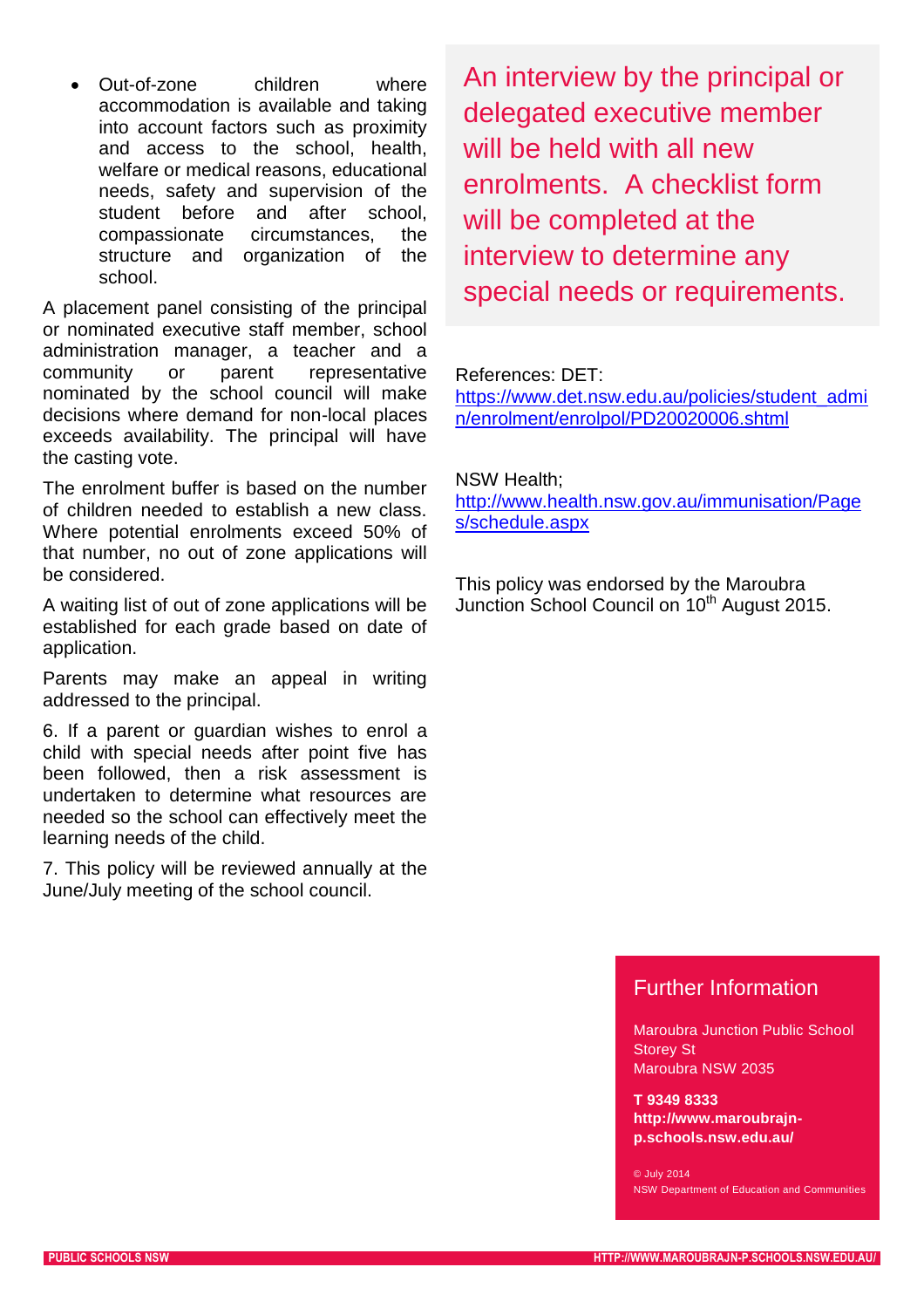- Out-of-zone children where accommodation is available and taking into account factors such as proximity and access to the school, health, welfare or medical reasons, educational needs, safety and supervision of the student before and after school, compassionate circumstances, the structure and organization of the school.

A placement panel consisting of the principal or nominated executive staff member, school administration manager, a teacher and a community or parent representative nominated by the school council will make decisions where demand for non-local places exceeds availability. The principal will have the casting vote.

The enrolment buffer is based on the number of children needed to establish a new class. Where potential enrolments exceed 50% of that number, no out of zone applications will be considered.

A waiting list of out of zone applications will be established for each grade based on date of application.

Parents may make an appeal in writing addressed to the principal.

6. If a parent or guardian wishes to enrol a child with special needs after point five has been followed, then a risk assessment is undertaken to determine what resources are needed so the school can effectively meet the learning needs of the child.

7. This policy will be reviewed annually at the June/July meeting of the school council.

An interview by the principal or delegated executive member will be held with all new enrolments. A checklist form will be completed at the interview to determine any special needs or requirements.

References: DET:
https://www.det.nsw.edu.au/policies/student_admin/enrolment/enrolpol/PD20020006.shtml

NSW Health;
http://www.health.nsw.gov.au/immunisation/Pages/schedule.aspx

This policy was endorsed by the Maroubra Junction School Council on 10th August 2015.

## Further Information

Maroubra Junction Public School
Storey St
Maroubra NSW 2035

**T 9349 8333**
**http://www.maroubrajn-p.schools.nsw.edu.au/**

© July 2014
NSW Department of Education and Communities